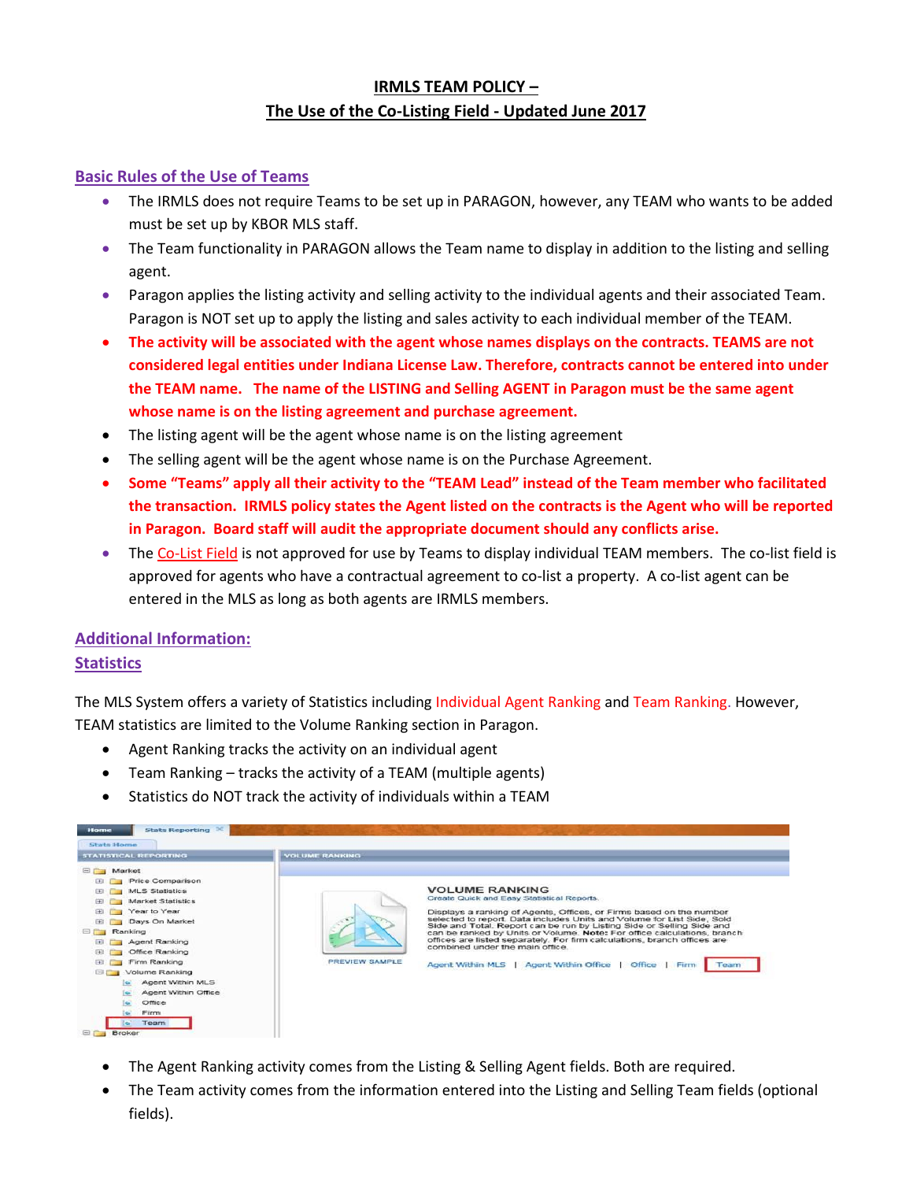# IRMLS TEAM POLICY –
# The Use of the Co-Listing Field - Updated June 2017

## Basic Rules of the Use of Teams

- The IRMLS does not require Teams to be set up in PARAGON, however, any TEAM who wants to be added must be set up by KBOR MLS staff.
- The Team functionality in PARAGON allows the Team name to display in addition to the listing and selling agent.
- Paragon applies the listing activity and selling activity to the individual agents and their associated Team. Paragon is NOT set up to apply the listing and sales activity to each individual member of the TEAM.
- **The activity will be associated with the agent whose names displays on the contracts. TEAMS are not considered legal entities under Indiana License Law. Therefore, contracts cannot be entered into under the TEAM name. The name of the LISTING and Selling AGENT in Paragon must be the same agent whose name is on the listing agreement and purchase agreement.**
- The listing agent will be the agent whose name is on the listing agreement
- The selling agent will be the agent whose name is on the Purchase Agreement.
- **Some "Teams" apply all their activity to the "TEAM Lead" instead of the Team member who facilitated the transaction. IRMLS policy states the Agent listed on the contracts is the Agent who will be reported in Paragon. Board staff will audit the appropriate document should any conflicts arise.**
- The Co-List Field is not approved for use by Teams to display individual TEAM members. The co-list field is approved for agents who have a contractual agreement to co-list a property. A co-list agent can be entered in the MLS as long as both agents are IRMLS members.

## Additional Information:

## Statistics

The MLS System offers a variety of Statistics including Individual Agent Ranking and Team Ranking. However, TEAM statistics are limited to the Volume Ranking section in Paragon.

- Agent Ranking tracks the activity on an individual agent
- Team Ranking – tracks the activity of a TEAM (multiple agents)
- Statistics do NOT track the activity of individuals within a TEAM

- The Agent Ranking activity comes from the Listing & Selling Agent fields. Both are required.
- The Team activity comes from the information entered into the Listing and Selling Team fields (optional fields).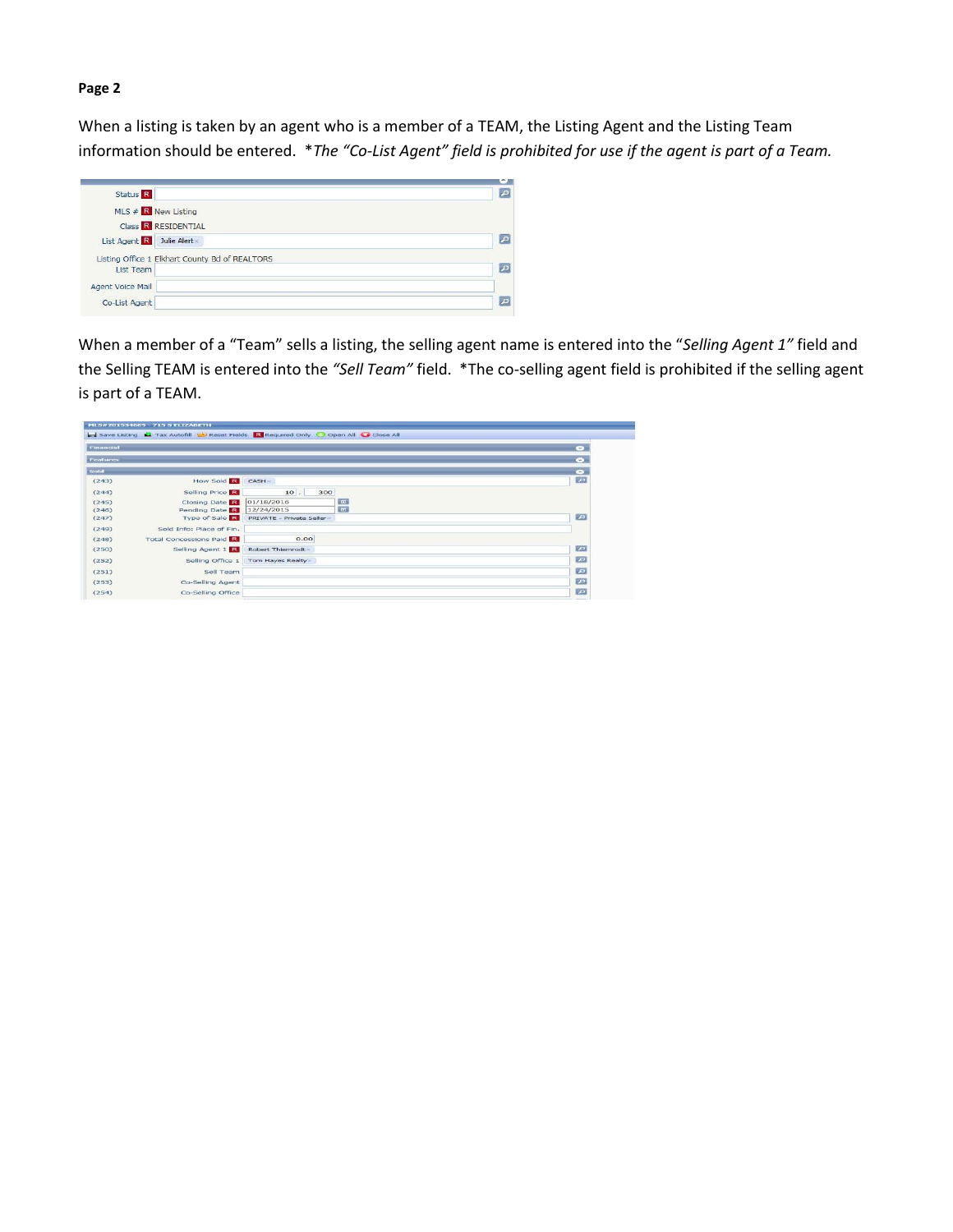When a listing is taken by an agent who is a member of a TEAM, the Listing Agent and the Listing Team information should be entered. **The "Co-List Agent" field is prohibited for use if the agent is part of a Team.*

When a member of a "Team" sells a listing, the selling agent name is entered into the "*Selling Agent 1*" field and the Selling TEAM is entered into the *"Sell Team"* field. *The co-selling agent field is prohibited if the selling agent is part of a TEAM.